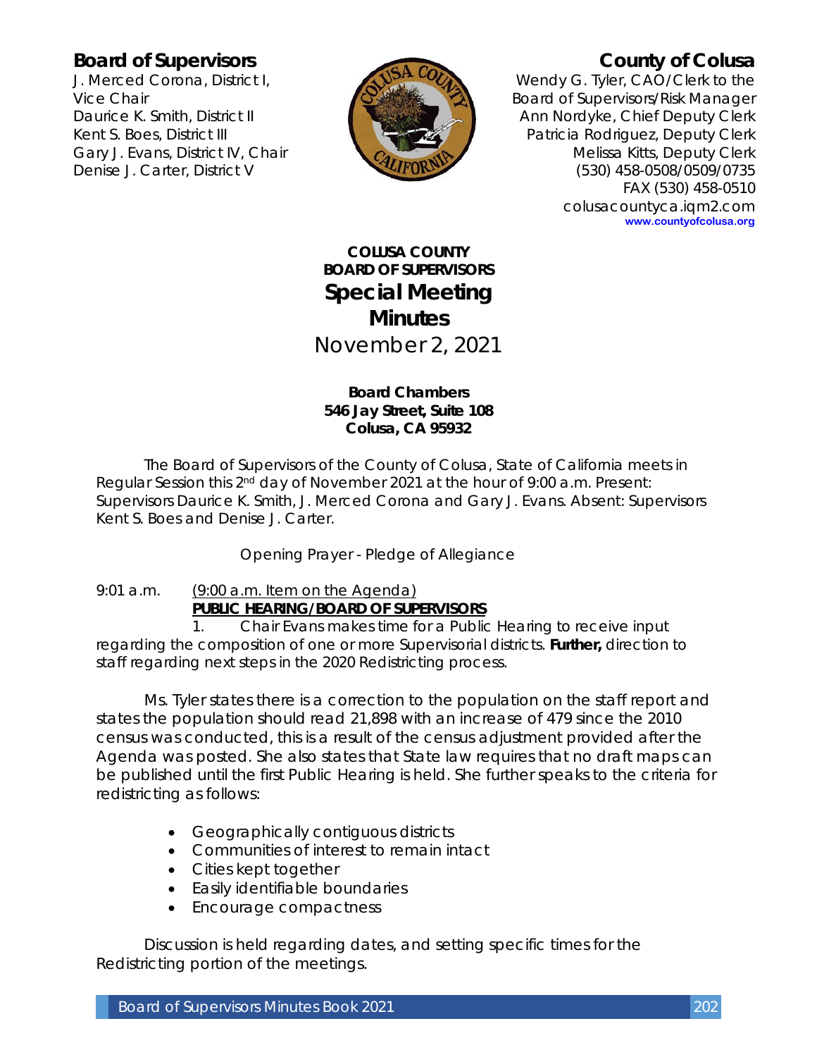**Board of Supervisors**

J. Merced Corona, District I, Vice Chair
Daurice K. Smith, District II
Kent S. Boes, District III
Gary J. Evans, District IV, Chair
Denise J. Carter, District V

**County of Colusa**

Wendy G. Tyler, CAO/Clerk to the Board of Supervisors/Risk Manager
Ann Nordyke, Chief Deputy Clerk
Patricia Rodriguez, Deputy Clerk
Melissa Kitts, Deputy Clerk
(530) 458-0508/0509/0735
FAX (530) 458-0510
colusacountyca.iqm2.com
www.countyofcolusa.org

# COLUSA COUNTY BOARD OF SUPERVISORS
# Special Meeting Minutes

November 2, 2021

**Board Chambers**
**546 Jay Street, Suite 108**
**Colusa, CA 95932**

The Board of Supervisors of the County of Colusa, State of California meets in Regular Session this 2nd day of November 2021 at the hour of 9:00 a.m. Present: Supervisors Daurice K. Smith, J. Merced Corona and Gary J. Evans. Absent: Supervisors Kent S. Boes and Denise J. Carter.

Opening Prayer - Pledge of Allegiance

9:01 a.m. (9:00 a.m. Item on the Agenda)
**PUBLIC HEARING/BOARD OF SUPERVISORS**

1. Chair Evans makes time for a Public Hearing to receive input regarding the composition of one or more Supervisorial districts. **Further,** direction to staff regarding next steps in the 2020 Redistricting process.

Ms. Tyler states there is a correction to the population on the staff report and states the population should read 21,898 with an increase of 479 since the 2010 census was conducted, this is a result of the census adjustment provided after the Agenda was posted. She also states that State law requires that no draft maps can be published until the first Public Hearing is held. She further speaks to the criteria for redistricting as follows:

- Geographically contiguous districts
- Communities of interest to remain intact
- Cities kept together
- Easily identifiable boundaries
- Encourage compactness

Discussion is held regarding dates, and setting specific times for the Redistricting portion of the meetings.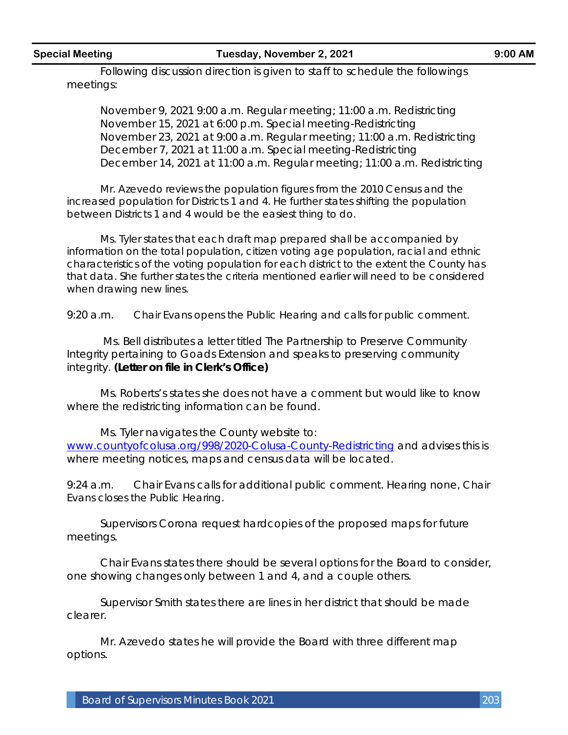Following discussion direction is given to staff to schedule the followings meetings:

November 9, 2021 9:00 a.m. Regular meeting; 11:00 a.m. Redistricting
November 15, 2021 at 6:00 p.m. Special meeting-Redistricting
November 23, 2021 at 9:00 a.m. Regular meeting; 11:00 a.m. Redistricting
December 7, 2021 at 11:00 a.m. Special meeting-Redistricting
December 14, 2021 at 11:00 a.m. Regular meeting; 11:00 a.m. Redistricting

Mr. Azevedo reviews the population figures from the 2010 Census and the increased population for Districts 1 and 4. He further states shifting the population between Districts 1 and 4 would be the easiest thing to do.

Ms. Tyler states that each draft map prepared shall be accompanied by information on the total population, citizen voting age population, racial and ethnic characteristics of the voting population for each district to the extent the County has that data. She further states the criteria mentioned earlier will need to be considered when drawing new lines.

9:20 a.m. Chair Evans opens the Public Hearing and calls for public comment.

Ms. Bell distributes a letter titled The Partnership to Preserve Community Integrity pertaining to Goads Extension and speaks to preserving community integrity. **(Letter on file in Clerk's Office)**

Ms. Roberts's states she does not have a comment but would like to know where the redistricting information can be found.

Ms. Tyler navigates the County website to: www.countyofcolusa.org/998/2020-Colusa-County-Redistricting and advises this is where meeting notices, maps and census data will be located.

9:24 a.m. Chair Evans calls for additional public comment. Hearing none, Chair Evans closes the Public Hearing.

Supervisors Corona request hardcopies of the proposed maps for future meetings.

Chair Evans states there should be several options for the Board to consider, one showing changes only between 1 and 4, and a couple others.

Supervisor Smith states there are lines in her district that should be made clearer.

Mr. Azevedo states he will provide the Board with three different map options.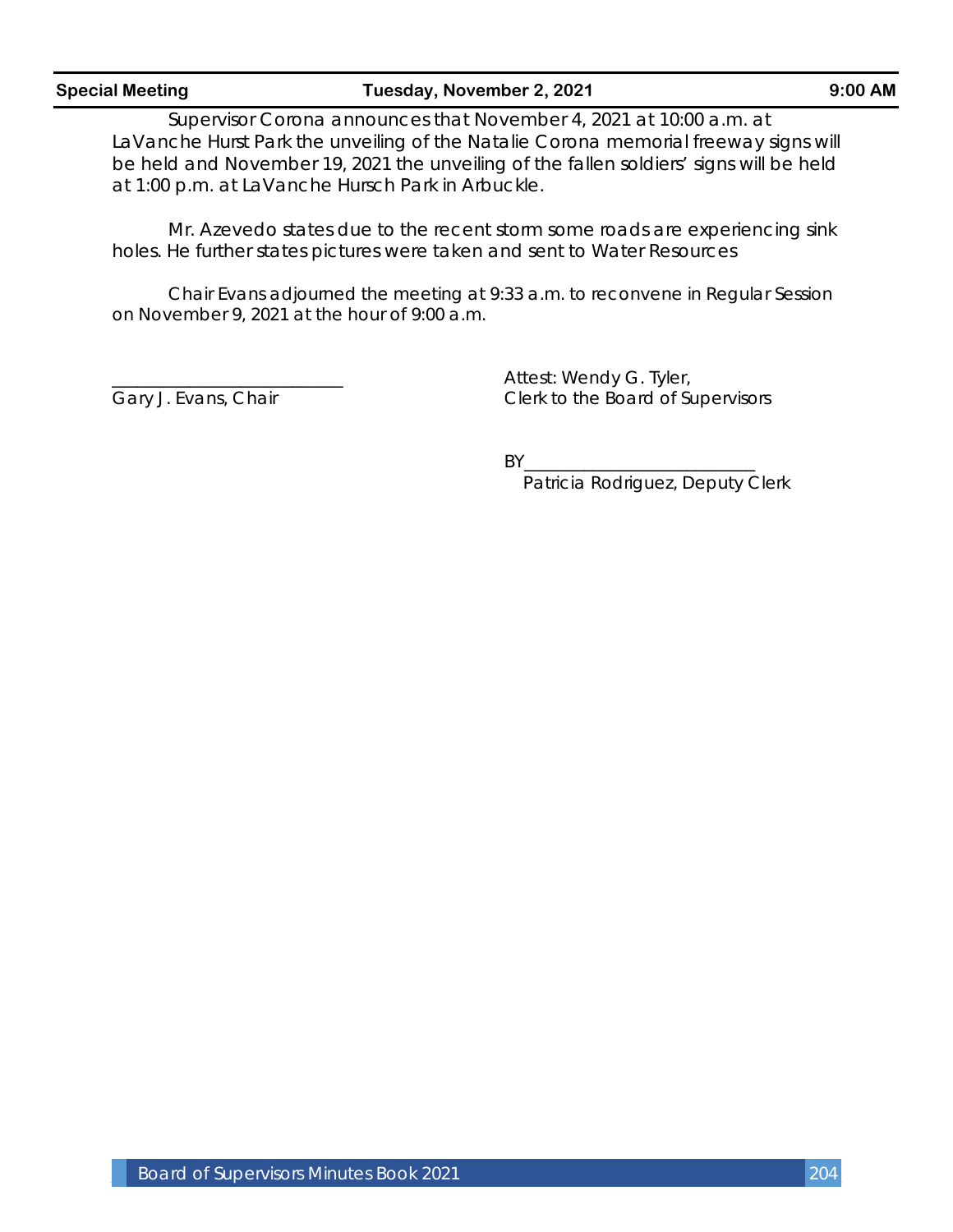Supervisor Corona announces that November 4, 2021 at 10:00 a.m. at LaVanche Hurst Park the unveiling of the Natalie Corona memorial freeway signs will be held and November 19, 2021 the unveiling of the fallen soldiers' signs will be held at 1:00 p.m. at LaVanche Hursch Park in Arbuckle.

Mr. Azevedo states due to the recent storm some roads are experiencing sink holes. He further states pictures were taken and sent to Water Resources

Chair Evans adjourned the meeting at 9:33 a.m. to reconvene in Regular Session on November 9, 2021 at the hour of 9:00 a.m.

\_\_\_\_\_\_\_\_\_\_\_\_\_\_\_\_\_\_\_\_\_\_\_\_\_\_
Gary J. Evans, Chair

Attest: Wendy G. Tyler,
Clerk to the Board of Supervisors

BY\_\_\_\_\_\_\_\_\_\_\_\_\_\_\_\_\_\_\_\_\_\_\_\_\_\_
Patricia Rodriguez, Deputy Clerk